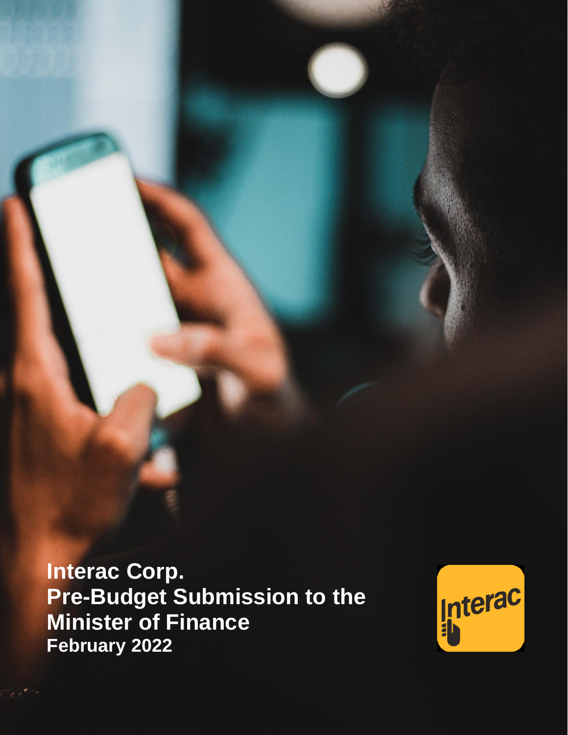# Interac Corp.
# Pre-Budget Submission to the Minister of Finance
**February 2022**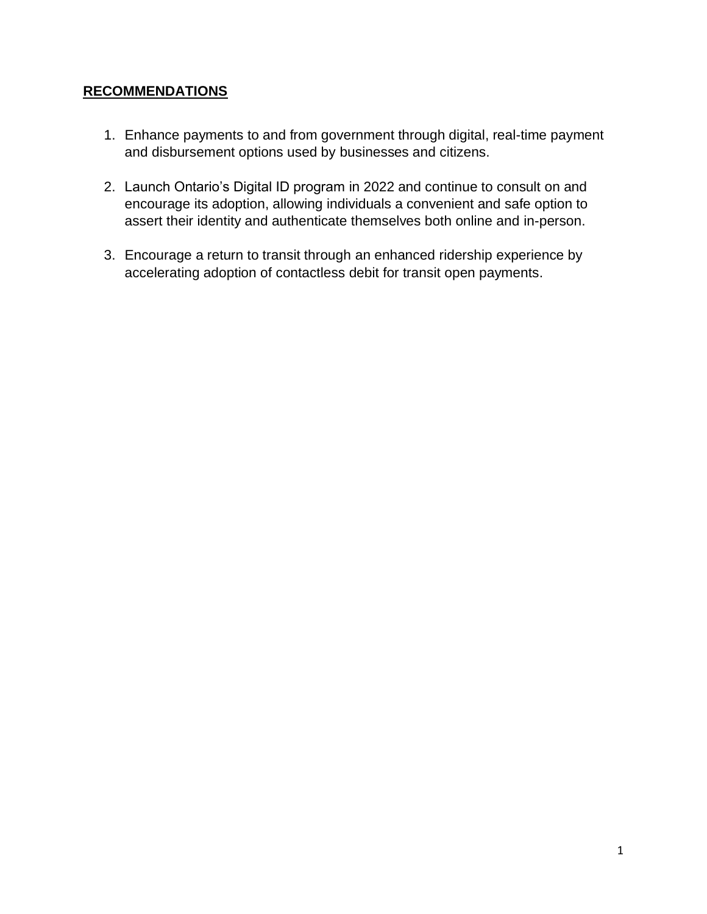## **RECOMMENDATIONS**

1. Enhance payments to and from government through digital, real-time payment and disbursement options used by businesses and citizens.

2. Launch Ontario's Digital ID program in 2022 and continue to consult on and encourage its adoption, allowing individuals a convenient and safe option to assert their identity and authenticate themselves both online and in-person.

3. Encourage a return to transit through an enhanced ridership experience by accelerating adoption of contactless debit for transit open payments.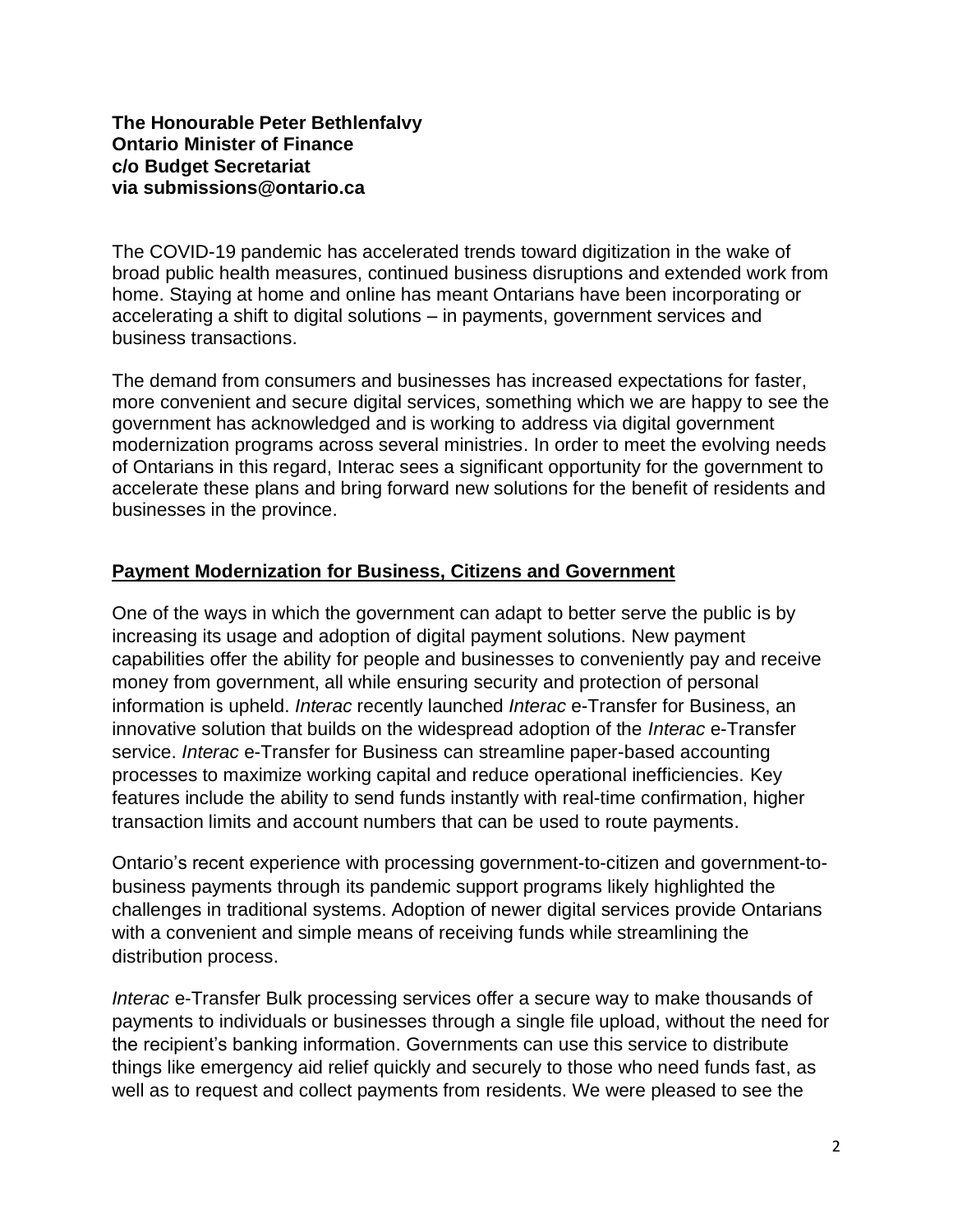**The Honourable Peter Bethlenfalvy**
**Ontario Minister of Finance**
**c/o Budget Secretariat**
**via submissions@ontario.ca**

The COVID-19 pandemic has accelerated trends toward digitization in the wake of broad public health measures, continued business disruptions and extended work from home. Staying at home and online has meant Ontarians have been incorporating or accelerating a shift to digital solutions – in payments, government services and business transactions.

The demand from consumers and businesses has increased expectations for faster, more convenient and secure digital services, something which we are happy to see the government has acknowledged and is working to address via digital government modernization programs across several ministries. In order to meet the evolving needs of Ontarians in this regard, Interac sees a significant opportunity for the government to accelerate these plans and bring forward new solutions for the benefit of residents and businesses in the province.

## <u>Payment Modernization for Business, Citizens and Government</u>

One of the ways in which the government can adapt to better serve the public is by increasing its usage and adoption of digital payment solutions. New payment capabilities offer the ability for people and businesses to conveniently pay and receive money from government, all while ensuring security and protection of personal information is upheld. *Interac* recently launched *Interac* e-Transfer for Business, an innovative solution that builds on the widespread adoption of the *Interac* e-Transfer service. *Interac* e-Transfer for Business can streamline paper-based accounting processes to maximize working capital and reduce operational inefficiencies. Key features include the ability to send funds instantly with real-time confirmation, higher transaction limits and account numbers that can be used to route payments.

Ontario's recent experience with processing government-to-citizen and government-to-business payments through its pandemic support programs likely highlighted the challenges in traditional systems. Adoption of newer digital services provide Ontarians with a convenient and simple means of receiving funds while streamlining the distribution process.

*Interac* e-Transfer Bulk processing services offer a secure way to make thousands of payments to individuals or businesses through a single file upload, without the need for the recipient's banking information. Governments can use this service to distribute things like emergency aid relief quickly and securely to those who need funds fast, as well as to request and collect payments from residents. We were pleased to see the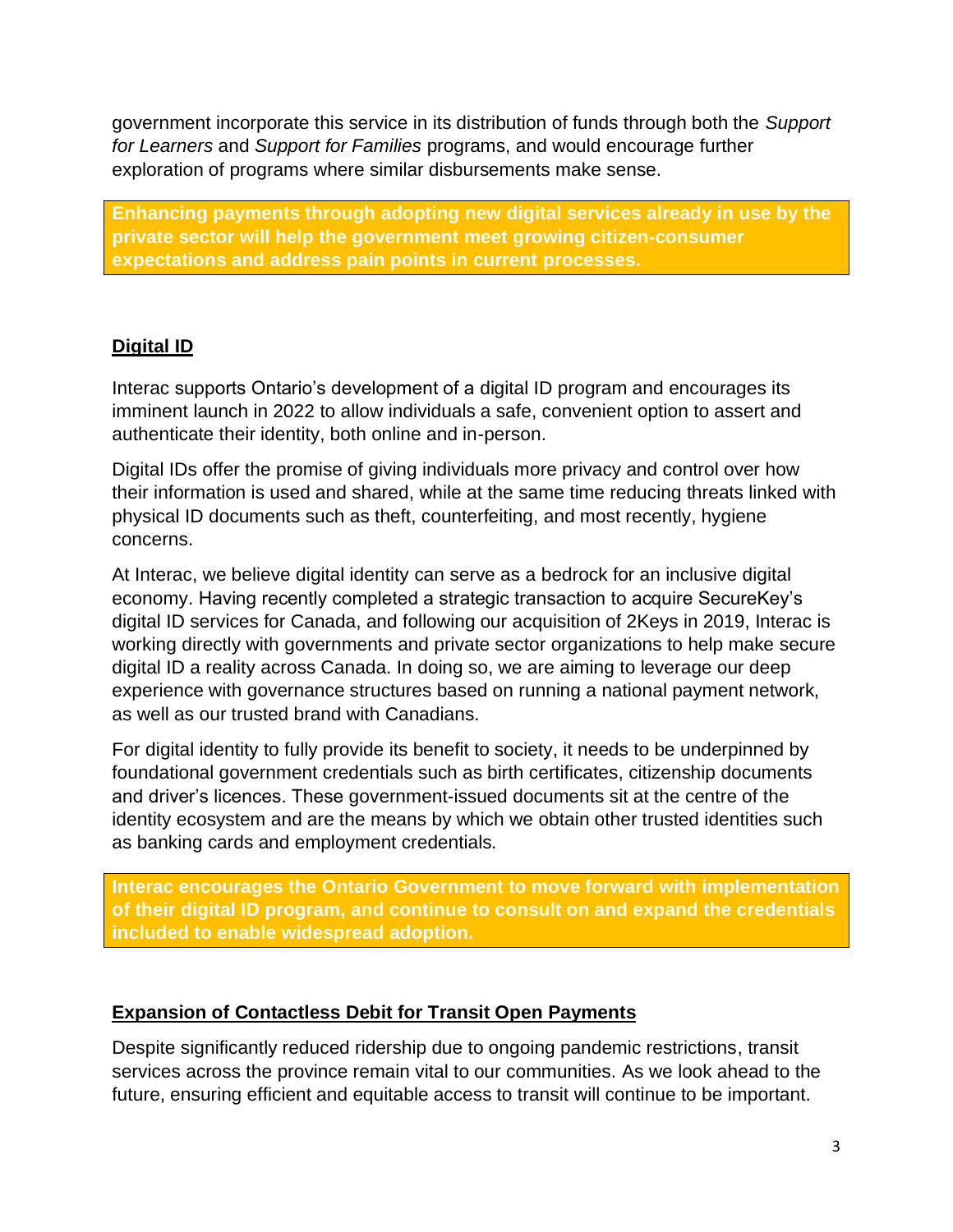government incorporate this service in its distribution of funds through both the *Support for Learners* and *Support for Families* programs, and would encourage further exploration of programs where similar disbursements make sense.

**Enhancing payments through adopting new digital services already in use by the private sector will help the government meet growing citizen-consumer expectations and address pain points in current processes.**

## Digital ID

Interac supports Ontario's development of a digital ID program and encourages its imminent launch in 2022 to allow individuals a safe, convenient option to assert and authenticate their identity, both online and in-person.

Digital IDs offer the promise of giving individuals more privacy and control over how their information is used and shared, while at the same time reducing threats linked with physical ID documents such as theft, counterfeiting, and most recently, hygiene concerns.

At Interac, we believe digital identity can serve as a bedrock for an inclusive digital economy. Having recently completed a strategic transaction to acquire SecureKey's digital ID services for Canada, and following our acquisition of 2Keys in 2019, Interac is working directly with governments and private sector organizations to help make secure digital ID a reality across Canada. In doing so, we are aiming to leverage our deep experience with governance structures based on running a national payment network, as well as our trusted brand with Canadians.

For digital identity to fully provide its benefit to society, it needs to be underpinned by foundational government credentials such as birth certificates, citizenship documents and driver's licences. These government-issued documents sit at the centre of the identity ecosystem and are the means by which we obtain other trusted identities such as banking cards and employment credentials.

**Interac encourages the Ontario Government to move forward with implementation of their digital ID program, and continue to consult on and expand the credentials included to enable widespread adoption.**

## Expansion of Contactless Debit for Transit Open Payments

Despite significantly reduced ridership due to ongoing pandemic restrictions, transit services across the province remain vital to our communities. As we look ahead to the future, ensuring efficient and equitable access to transit will continue to be important.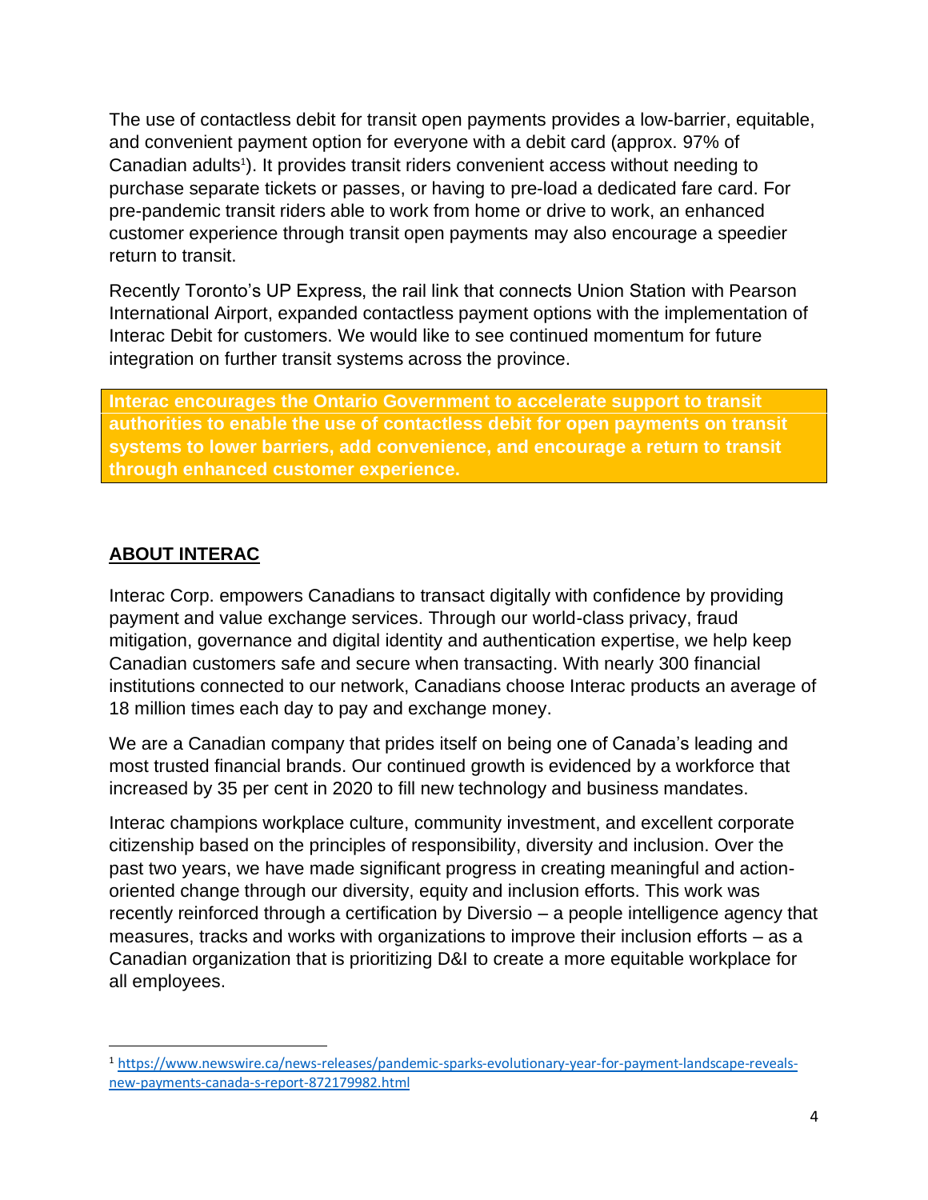The use of contactless debit for transit open payments provides a low-barrier, equitable, and convenient payment option for everyone with a debit card (approx. 97% of Canadian adults[1]). It provides transit riders convenient access without needing to purchase separate tickets or passes, or having to pre-load a dedicated fare card. For pre-pandemic transit riders able to work from home or drive to work, an enhanced customer experience through transit open payments may also encourage a speedier return to transit.

Recently Toronto's UP Express, the rail link that connects Union Station with Pearson International Airport, expanded contactless payment options with the implementation of Interac Debit for customers. We would like to see continued momentum for future integration on further transit systems across the province.

**Interac encourages the Ontario Government to accelerate support to transit authorities to enable the use of contactless debit for open payments on transit systems to lower barriers, add convenience, and encourage a return to transit through enhanced customer experience.**

## ABOUT INTERAC

Interac Corp. empowers Canadians to transact digitally with confidence by providing payment and value exchange services. Through our world-class privacy, fraud mitigation, governance and digital identity and authentication expertise, we help keep Canadian customers safe and secure when transacting. With nearly 300 financial institutions connected to our network, Canadians choose Interac products an average of 18 million times each day to pay and exchange money.

We are a Canadian company that prides itself on being one of Canada's leading and most trusted financial brands. Our continued growth is evidenced by a workforce that increased by 35 per cent in 2020 to fill new technology and business mandates.

Interac champions workplace culture, community investment, and excellent corporate citizenship based on the principles of responsibility, diversity and inclusion. Over the past two years, we have made significant progress in creating meaningful and action-oriented change through our diversity, equity and inclusion efforts. This work was recently reinforced through a certification by Diversio – a people intelligence agency that measures, tracks and works with organizations to improve their inclusion efforts – as a Canadian organization that is prioritizing D&I to create a more equitable workplace for all employees.

---

[1] https://www.newswire.ca/news-releases/pandemic-sparks-evolutionary-year-for-payment-landscape-reveals-new-payments-canada-s-report-872179982.html